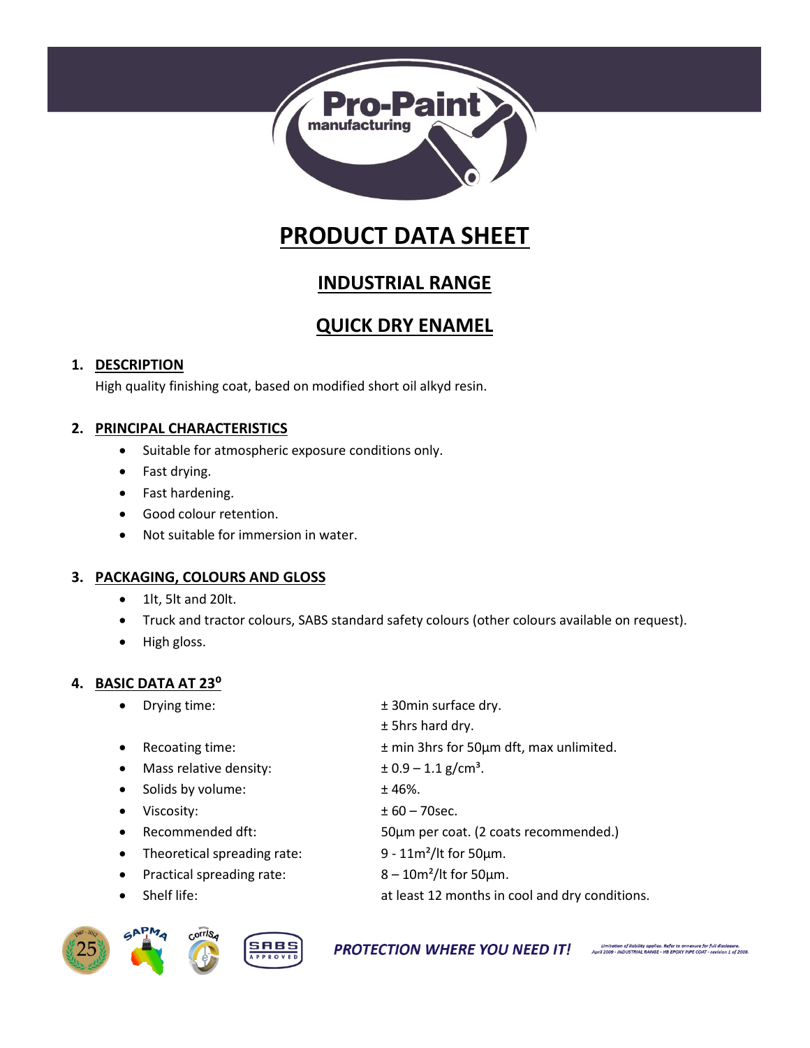# PRODUCT DATA SHEET

## INDUSTRIAL RANGE

## QUICK DRY ENAMEL

### 1. DESCRIPTION

High quality finishing coat, based on modified short oil alkyd resin.

### 2. PRINCIPAL CHARACTERISTICS

- Suitable for atmospheric exposure conditions only.
- Fast drying.
- Fast hardening.
- Good colour retention.
- Not suitable for immersion in water.

### 3. PACKAGING, COLOURS AND GLOSS

- 1lt, 5lt and 20lt.
- Truck and tractor colours, SABS standard safety colours (other colours available on request).
- High gloss.

### 4. BASIC DATA AT 23$^{o}$

- Drying time: ± 30min surface dry.
  ± 5hrs hard dry.
- Recoating time: ± min 3hrs for 50µm dft, max unlimited.
- Mass relative density: ± 0.9 – 1.1 g/cm³.
- Solids by volume: ± 46%.
- Viscosity: ± 60 – 70sec.
- Recommended dft: 50µm per coat. (2 coats recommended.)
- Theoretical spreading rate: 9 - 11m²/lt for 50µm.
- Practical spreading rate: 8 – 10m²/lt for 50µm.
- Shelf life: at least 12 months in cool and dry conditions.

*PROTECTION WHERE YOU NEED IT!*

Limitation of liability applies. Refer to annexure for full disclosure.
April 2009 - INDUSTRIAL RANGE - HB EPOXY PIPE COAT - revision 1 of 2009.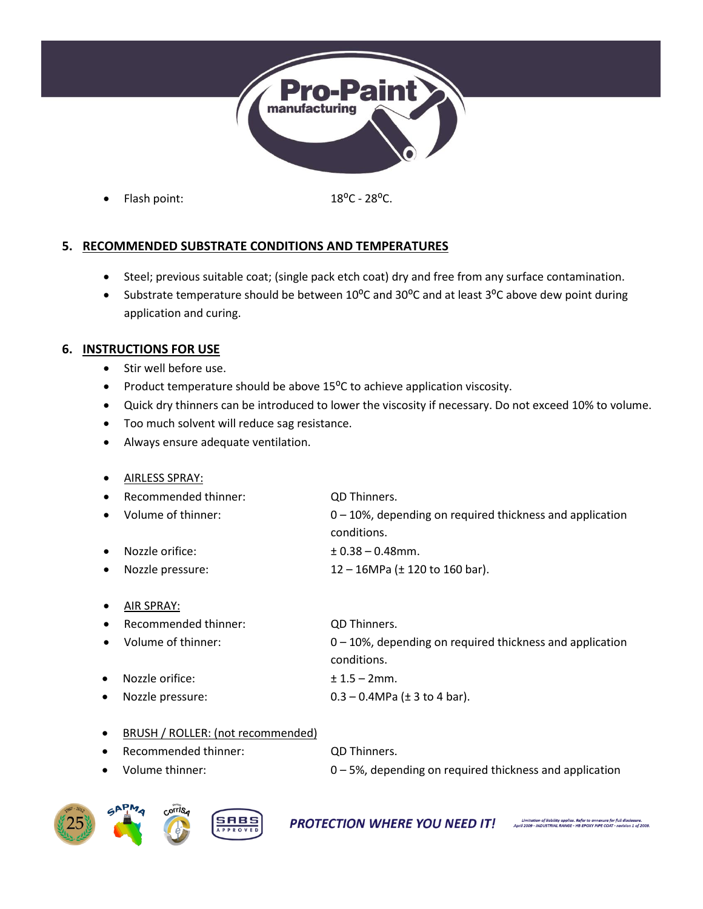- Flash point: 18$^{o}$C - 28$^{o}$C.

## 5. RECOMMENDED SUBSTRATE CONDITIONS AND TEMPERATURES

- Steel; previous suitable coat; (single pack etch coat) dry and free from any surface contamination.
- Substrate temperature should be between 10$^{o}$C and 30$^{o}$C and at least 3$^{o}$C above dew point during application and curing.

## 6. INSTRUCTIONS FOR USE

- Stir well before use.
- Product temperature should be above 15$^{o}$C to achieve application viscosity.
- Quick dry thinners can be introduced to lower the viscosity if necessary. Do not exceed 10% to volume.
- Too much solvent will reduce sag resistance.
- Always ensure adequate ventilation.

- AIRLESS SPRAY:
- Recommended thinner: QD Thinners.
- Volume of thinner: 0 – 10%, depending on required thickness and application conditions.
- Nozzle orifice: ± 0.38 – 0.48mm.
- Nozzle pressure: 12 – 16MPa (± 120 to 160 bar).

- AIR SPRAY:
- Recommended thinner: QD Thinners.
- Volume of thinner: 0 – 10%, depending on required thickness and application conditions.
- Nozzle orifice: ± 1.5 – 2mm.
- Nozzle pressure: 0.3 – 0.4MPa (± 3 to 4 bar).

- BRUSH / ROLLER: (not recommended)
- Recommended thinner: QD Thinners.
- Volume thinner: 0 – 5%, depending on required thickness and application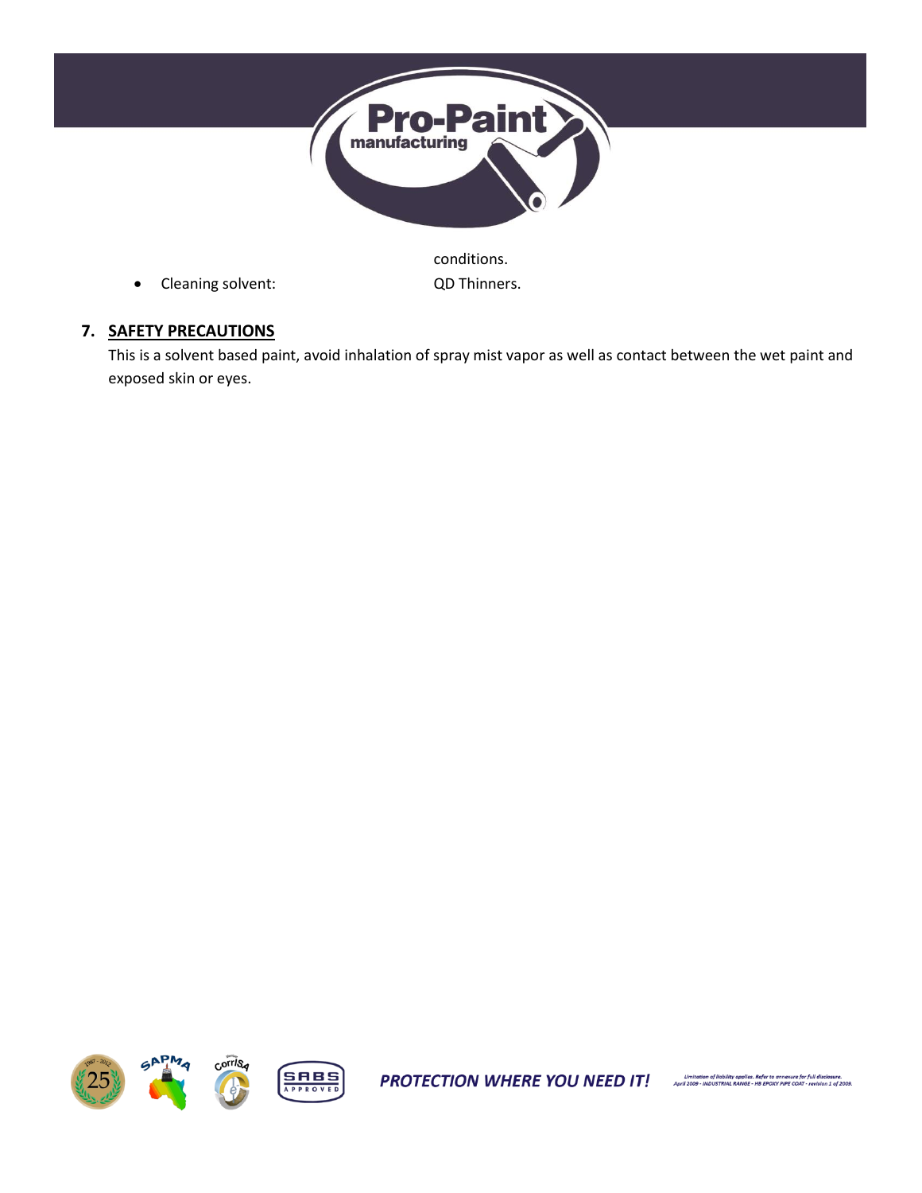conditions.

- Cleaning solvent: QD Thinners.

## 7. SAFETY PRECAUTIONS

This is a solvent based paint, avoid inhalation of spray mist vapor as well as contact between the wet paint and exposed skin or eyes.